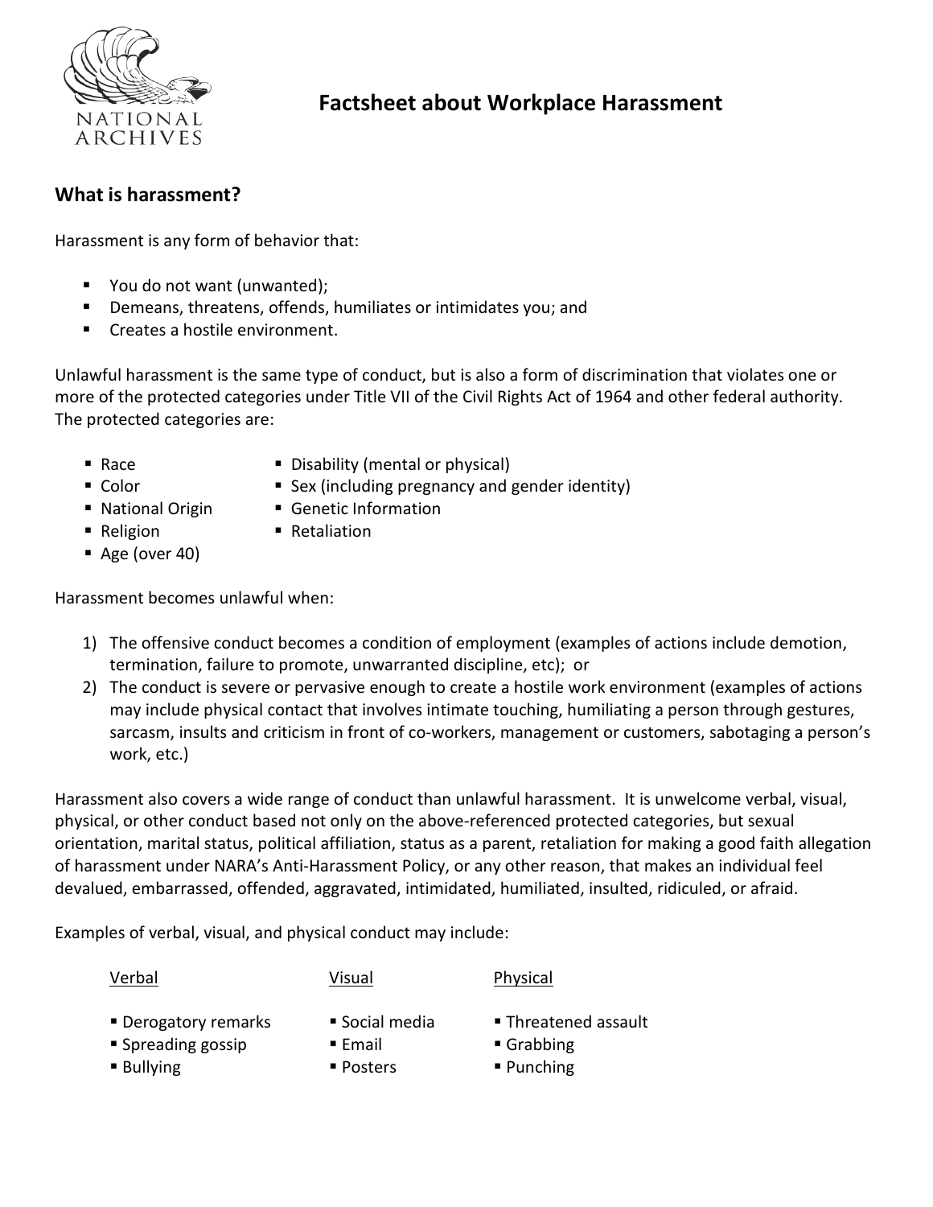# Factsheet about Workplace Harassment

## What is harassment?

Harassment is any form of behavior that:

- You do not want (unwanted);
- Demeans, threatens, offends, humiliates or intimidates you; and
- Creates a hostile environment.

Unlawful harassment is the same type of conduct, but is also a form of discrimination that violates one or more of the protected categories under Title VII of the Civil Rights Act of 1964 and other federal authority. The protected categories are:

- Race
- Color
- National Origin
- Religion
- Age (over 40)
- Disability (mental or physical)
- Sex (including pregnancy and gender identity)
- Genetic Information
- Retaliation

Harassment becomes unlawful when:

1) The offensive conduct becomes a condition of employment (examples of actions include demotion, termination, failure to promote, unwarranted discipline, etc); or
2) The conduct is severe or pervasive enough to create a hostile work environment (examples of actions may include physical contact that involves intimate touching, humiliating a person through gestures, sarcasm, insults and criticism in front of co-workers, management or customers, sabotaging a person's work, etc.)

Harassment also covers a wide range of conduct than unlawful harassment. It is unwelcome verbal, visual, physical, or other conduct based not only on the above-referenced protected categories, but sexual orientation, marital status, political affiliation, status as a parent, retaliation for making a good faith allegation of harassment under NARA's Anti-Harassment Policy, or any other reason, that makes an individual feel devalued, embarrassed, offended, aggravated, intimidated, humiliated, insulted, ridiculed, or afraid.

Examples of verbal, visual, and physical conduct may include:

| Verbal | Visual | Physical |
| --- | --- | --- |
| Derogatory remarks | Social media | Threatened assault |
| Spreading gossip | Email | Grabbing |
| Bullying | Posters | Punching |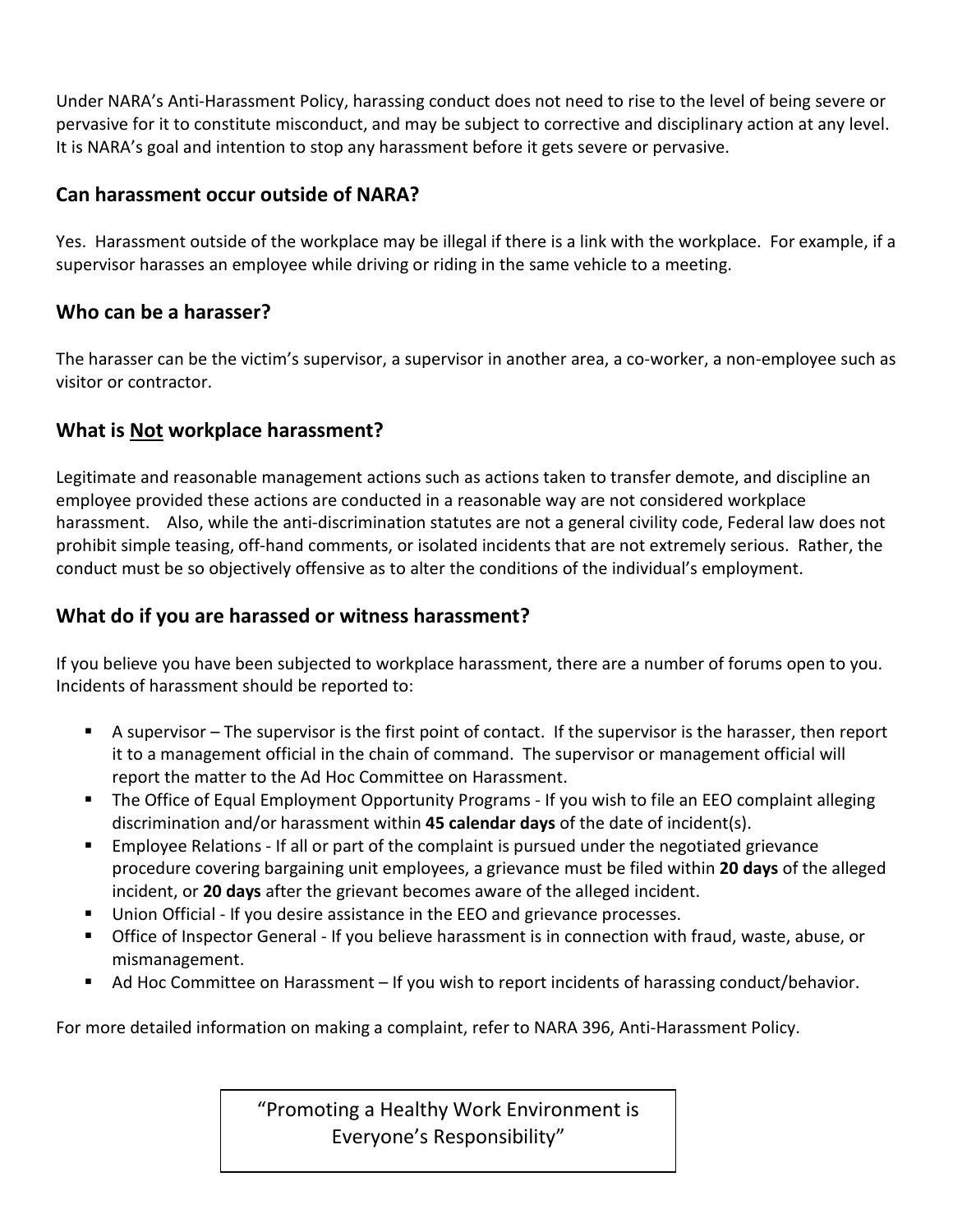Under NARA's Anti-Harassment Policy, harassing conduct does not need to rise to the level of being severe or pervasive for it to constitute misconduct, and may be subject to corrective and disciplinary action at any level. It is NARA's goal and intention to stop any harassment before it gets severe or pervasive.

## Can harassment occur outside of NARA?

Yes. Harassment outside of the workplace may be illegal if there is a link with the workplace. For example, if a supervisor harasses an employee while driving or riding in the same vehicle to a meeting.

## Who can be a harasser?

The harasser can be the victim's supervisor, a supervisor in another area, a co-worker, a non-employee such as visitor or contractor.

## What is <u>Not</u> workplace harassment?

Legitimate and reasonable management actions such as actions taken to transfer demote, and discipline an employee provided these actions are conducted in a reasonable way are not considered workplace harassment. Also, while the anti-discrimination statutes are not a general civility code, Federal law does not prohibit simple teasing, off-hand comments, or isolated incidents that are not extremely serious. Rather, the conduct must be so objectively offensive as to alter the conditions of the individual's employment.

## What do if you are harassed or witness harassment?

If you believe you have been subjected to workplace harassment, there are a number of forums open to you. Incidents of harassment should be reported to:

- A supervisor – The supervisor is the first point of contact. If the supervisor is the harasser, then report it to a management official in the chain of command. The supervisor or management official will report the matter to the Ad Hoc Committee on Harassment.
- The Office of Equal Employment Opportunity Programs - If you wish to file an EEO complaint alleging discrimination and/or harassment within **45 calendar days** of the date of incident(s).
- Employee Relations - If all or part of the complaint is pursued under the negotiated grievance procedure covering bargaining unit employees, a grievance must be filed within **20 days** of the alleged incident, or **20 days** after the grievant becomes aware of the alleged incident.
- Union Official - If you desire assistance in the EEO and grievance processes.
- Office of Inspector General - If you believe harassment is in connection with fraud, waste, abuse, or mismanagement.
- Ad Hoc Committee on Harassment – If you wish to report incidents of harassing conduct/behavior.

For more detailed information on making a complaint, refer to NARA 396, Anti-Harassment Policy.

"Promoting a Healthy Work Environment is Everyone's Responsibility"